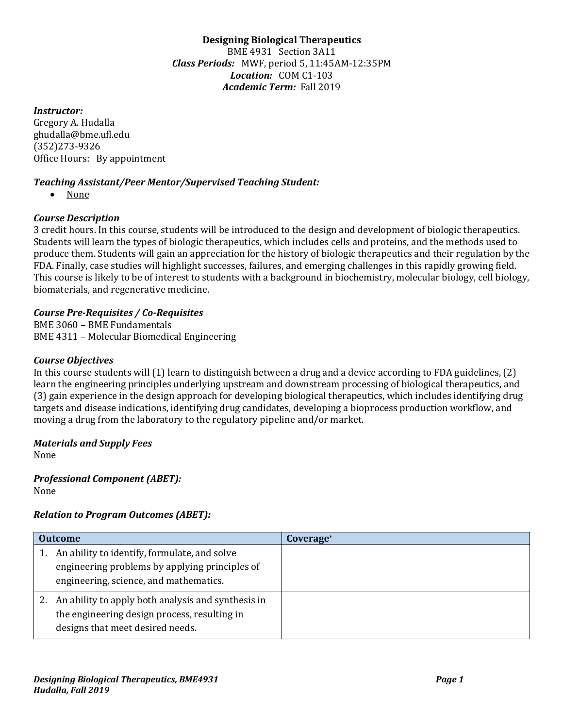# Designing Biological Therapeutics

BME 4931 Section 3A11
***Class Periods:*** MWF, period 5, 11:45AM-12:35PM
***Location:*** COM C1-103
***Academic Term:*** Fall 2019

***Instructor:***
Gregory A. Hudalla
ghudalla@bme.ufl.edu
(352)273-9326
Office Hours: By appointment

***Teaching Assistant/Peer Mentor/Supervised Teaching Student:***

- None

***Course Description***

3 credit hours. In this course, students will be introduced to the design and development of biologic therapeutics. Students will learn the types of biologic therapeutics, which includes cells and proteins, and the methods used to produce them. Students will gain an appreciation for the history of biologic therapeutics and their regulation by the FDA. Finally, case studies will highlight successes, failures, and emerging challenges in this rapidly growing field. This course is likely to be of interest to students with a background in biochemistry, molecular biology, cell biology, biomaterials, and regenerative medicine.

***Course Pre-Requisites / Co-Requisites***

BME 3060 – BME Fundamentals
BME 4311 – Molecular Biomedical Engineering

***Course Objectives***

In this course students will (1) learn to distinguish between a drug and a device according to FDA guidelines, (2) learn the engineering principles underlying upstream and downstream processing of biological therapeutics, and (3) gain experience in the design approach for developing biological therapeutics, which includes identifying drug targets and disease indications, identifying drug candidates, developing a bioprocess production workflow, and moving a drug from the laboratory to the regulatory pipeline and/or market.

***Materials and Supply Fees***

None

***Professional Component (ABET):***

None

***Relation to Program Outcomes (ABET):***

| Outcome | Coverage* |
|---|---|
| 1. An ability to identify, formulate, and solve engineering problems by applying principles of engineering, science, and mathematics. | |
| 2. An ability to apply both analysis and synthesis in the engineering design process, resulting in designs that meet desired needs. | |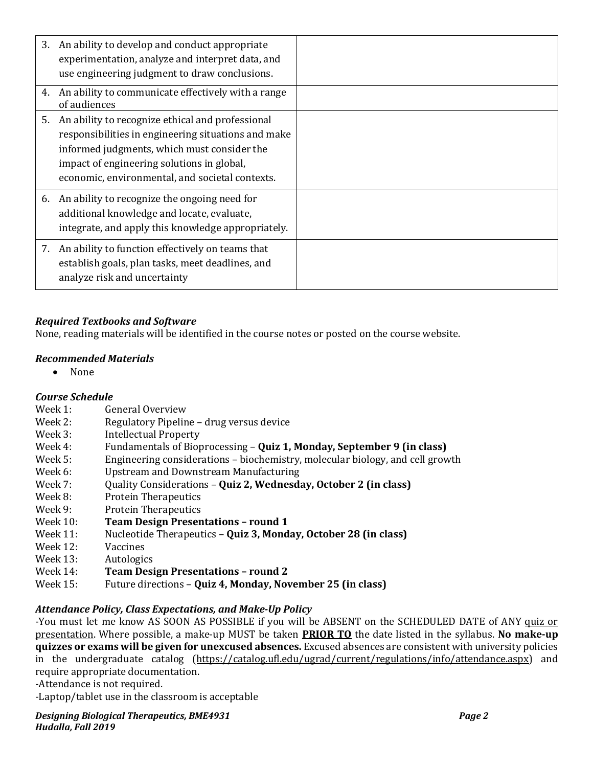| | |
|---|---|
| 3. An ability to develop and conduct appropriate experimentation, analyze and interpret data, and use engineering judgment to draw conclusions. | |
| 4. An ability to communicate effectively with a range of audiences | |
| 5. An ability to recognize ethical and professional responsibilities in engineering situations and make informed judgments, which must consider the impact of engineering solutions in global, economic, environmental, and societal contexts. | |
| 6. An ability to recognize the ongoing need for additional knowledge and locate, evaluate, integrate, and apply this knowledge appropriately. | |
| 7. An ability to function effectively on teams that establish goals, plan tasks, meet deadlines, and analyze risk and uncertainty | |

### *Required Textbooks and Software*

None, reading materials will be identified in the course notes or posted on the course website.

### *Recommended Materials*

- None

### *Course Schedule*

Week 1: General Overview
Week 2: Regulatory Pipeline – drug versus device
Week 3: Intellectual Property
Week 4: Fundamentals of Bioprocessing – **Quiz 1, Monday, September 9 (in class)**
Week 5: Engineering considerations – biochemistry, molecular biology, and cell growth
Week 6: Upstream and Downstream Manufacturing
Week 7: Quality Considerations – **Quiz 2, Wednesday, October 2 (in class)**
Week 8: Protein Therapeutics
Week 9: Protein Therapeutics
Week 10: **Team Design Presentations – round 1**
Week 11: Nucleotide Therapeutics – **Quiz 3, Monday, October 28 (in class)**
Week 12: Vaccines
Week 13: Autologics
Week 14: **Team Design Presentations – round 2**
Week 15: Future directions – **Quiz 4, Monday, November 25 (in class)**

### *Attendance Policy, Class Expectations, and Make-Up Policy*

-You must let me know AS SOON AS POSSIBLE if you will be ABSENT on the SCHEDULED DATE of ANY quiz or presentation. Where possible, a make-up MUST be taken **PRIOR TO** the date listed in the syllabus. **No make-up quizzes or exams will be given for unexcused absences.** Excused absences are consistent with university policies in the undergraduate catalog (https://catalog.ufl.edu/ugrad/current/regulations/info/attendance.aspx) and require appropriate documentation.
-Attendance is not required.
-Laptop/tablet use in the classroom is acceptable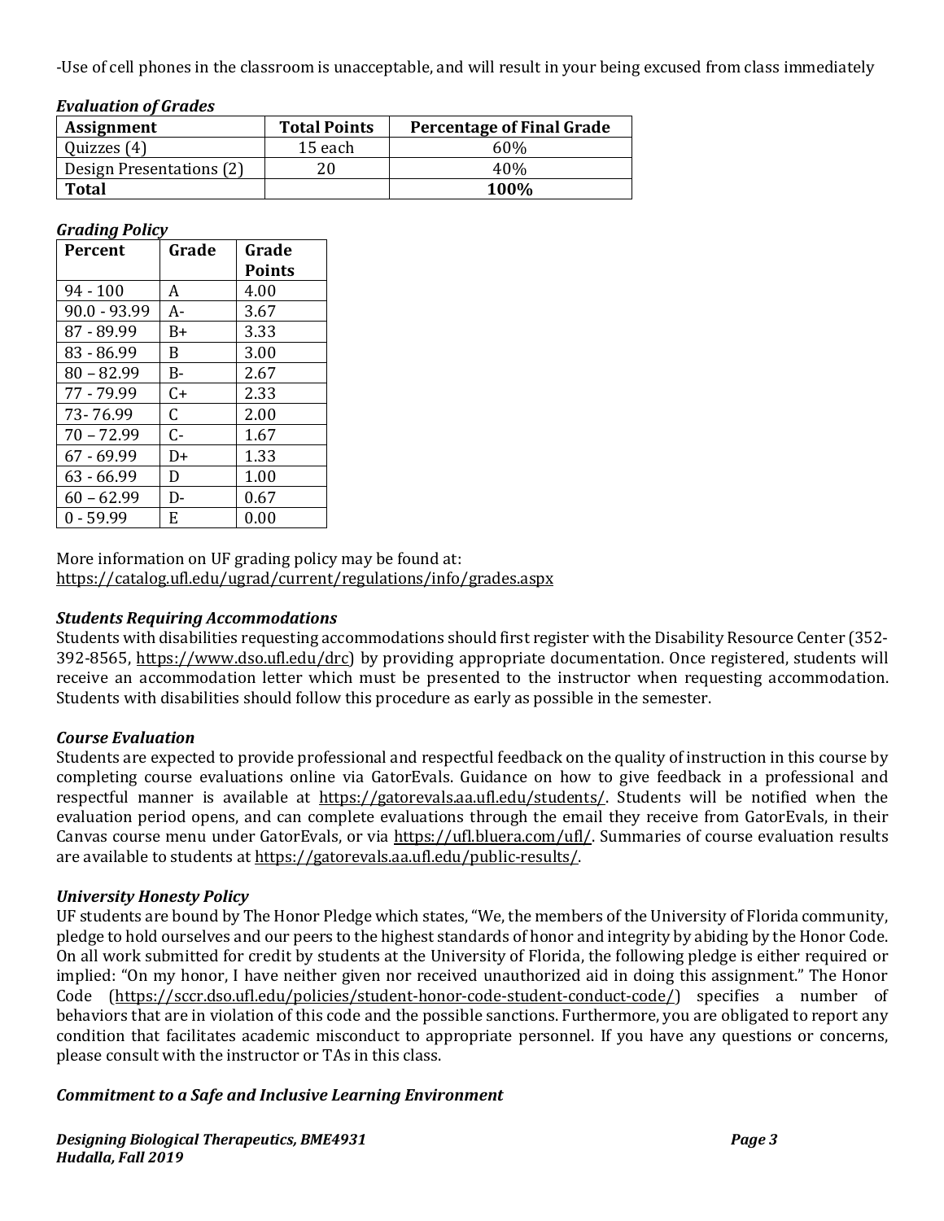-Use of cell phones in the classroom is unacceptable, and will result in your being excused from class immediately

***Evaluation of Grades***

| Assignment | Total Points | Percentage of Final Grade |
|---|---|---|
| Quizzes (4) | 15 each | 60% |
| Design Presentations (2) | 20 | 40% |
| **Total** | | **100%** |

***Grading Policy***

| Percent | Grade | Grade Points |
|---|---|---|
| 94 - 100 | A | 4.00 |
| 90.0 - 93.99 | A- | 3.67 |
| 87 - 89.99 | B+ | 3.33 |
| 83 - 86.99 | B | 3.00 |
| 80 – 82.99 | B- | 2.67 |
| 77 - 79.99 | C+ | 2.33 |
| 73- 76.99 | C | 2.00 |
| 70 – 72.99 | C- | 1.67 |
| 67 - 69.99 | D+ | 1.33 |
| 63 - 66.99 | D | 1.00 |
| 60 – 62.99 | D- | 0.67 |
| 0 - 59.99 | E | 0.00 |

More information on UF grading policy may be found at:
https://catalog.ufl.edu/ugrad/current/regulations/info/grades.aspx

***Students Requiring Accommodations***

Students with disabilities requesting accommodations should first register with the Disability Resource Center (352-392-8565, https://www.dso.ufl.edu/drc) by providing appropriate documentation. Once registered, students will receive an accommodation letter which must be presented to the instructor when requesting accommodation. Students with disabilities should follow this procedure as early as possible in the semester.

***Course Evaluation***

Students are expected to provide professional and respectful feedback on the quality of instruction in this course by completing course evaluations online via GatorEvals. Guidance on how to give feedback in a professional and respectful manner is available at https://gatorevals.aa.ufl.edu/students/. Students will be notified when the evaluation period opens, and can complete evaluations through the email they receive from GatorEvals, in their Canvas course menu under GatorEvals, or via https://ufl.bluera.com/ufl/. Summaries of course evaluation results are available to students at https://gatorevals.aa.ufl.edu/public-results/.

***University Honesty Policy***

UF students are bound by The Honor Pledge which states, "We, the members of the University of Florida community, pledge to hold ourselves and our peers to the highest standards of honor and integrity by abiding by the Honor Code. On all work submitted for credit by students at the University of Florida, the following pledge is either required or implied: "On my honor, I have neither given nor received unauthorized aid in doing this assignment." The Honor Code (https://sccr.dso.ufl.edu/policies/student-honor-code-student-conduct-code/) specifies a number of behaviors that are in violation of this code and the possible sanctions. Furthermore, you are obligated to report any condition that facilitates academic misconduct to appropriate personnel. If you have any questions or concerns, please consult with the instructor or TAs in this class.

***Commitment to a Safe and Inclusive Learning Environment***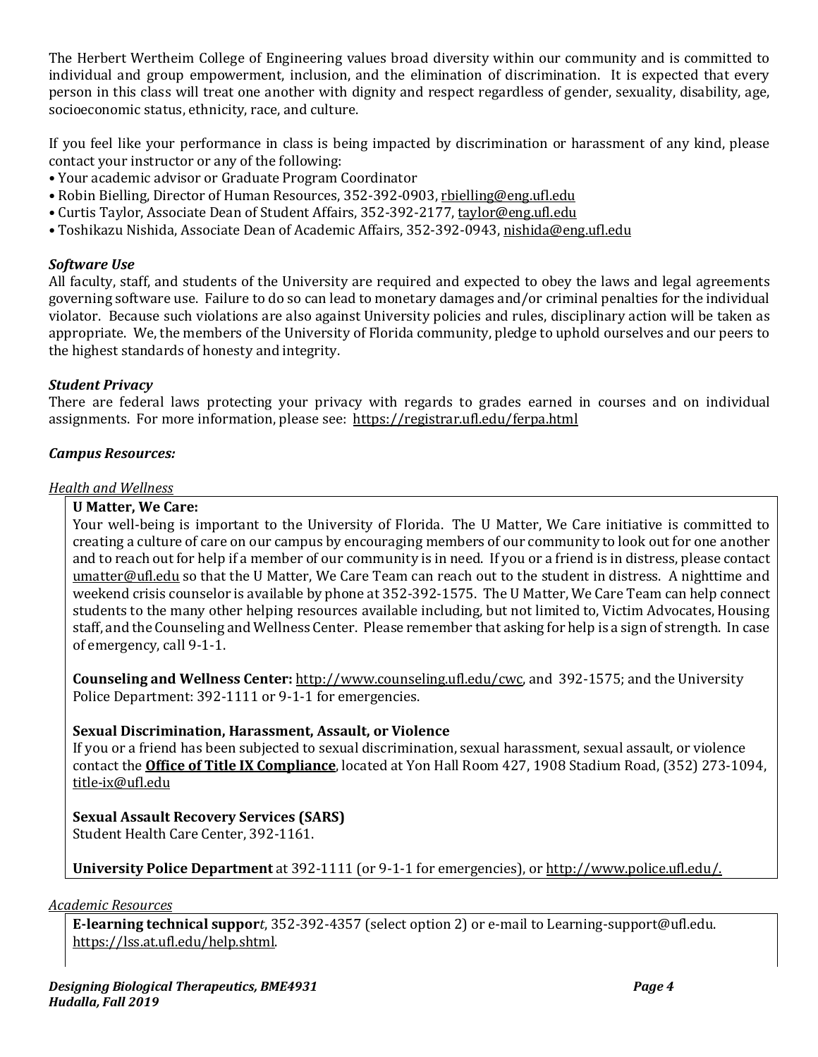The Herbert Wertheim College of Engineering values broad diversity within our community and is committed to individual and group empowerment, inclusion, and the elimination of discrimination. It is expected that every person in this class will treat one another with dignity and respect regardless of gender, sexuality, disability, age, socioeconomic status, ethnicity, race, and culture.

If you feel like your performance in class is being impacted by discrimination or harassment of any kind, please contact your instructor or any of the following:

- Your academic advisor or Graduate Program Coordinator
- Robin Bielling, Director of Human Resources, 352-392-0903, rbielling@eng.ufl.edu
- Curtis Taylor, Associate Dean of Student Affairs, 352-392-2177, taylor@eng.ufl.edu
- Toshikazu Nishida, Associate Dean of Academic Affairs, 352-392-0943, nishida@eng.ufl.edu

***Software Use***

All faculty, staff, and students of the University are required and expected to obey the laws and legal agreements governing software use. Failure to do so can lead to monetary damages and/or criminal penalties for the individual violator. Because such violations are also against University policies and rules, disciplinary action will be taken as appropriate. We, the members of the University of Florida community, pledge to uphold ourselves and our peers to the highest standards of honesty and integrity.

***Student Privacy***

There are federal laws protecting your privacy with regards to grades earned in courses and on individual assignments. For more information, please see: https://registrar.ufl.edu/ferpa.html

***Campus Resources:***

*Health and Wellness*

**U Matter, We Care:**
Your well-being is important to the University of Florida. The U Matter, We Care initiative is committed to creating a culture of care on our campus by encouraging members of our community to look out for one another and to reach out for help if a member of our community is in need. If you or a friend is in distress, please contact umatter@ufl.edu so that the U Matter, We Care Team can reach out to the student in distress. A nighttime and weekend crisis counselor is available by phone at 352-392-1575. The U Matter, We Care Team can help connect students to the many other helping resources available including, but not limited to, Victim Advocates, Housing staff, and the Counseling and Wellness Center. Please remember that asking for help is a sign of strength. In case of emergency, call 9-1-1.

**Counseling and Wellness Center:** http://www.counseling.ufl.edu/cwc, and 392-1575; and the University Police Department: 392-1111 or 9-1-1 for emergencies.

**Sexual Discrimination, Harassment, Assault, or Violence**
If you or a friend has been subjected to sexual discrimination, sexual harassment, sexual assault, or violence contact the **Office of Title IX Compliance**, located at Yon Hall Room 427, 1908 Stadium Road, (352) 273-1094, title-ix@ufl.edu

**Sexual Assault Recovery Services (SARS)**
Student Health Care Center, 392-1161.

**University Police Department** at 392-1111 (or 9-1-1 for emergencies), or http://www.police.ufl.edu/.

*Academic Resources*

***E-learning technical support***, 352-392-4357 (select option 2) or e-mail to Learning-support@ufl.edu. https://lss.at.ufl.edu/help.shtml.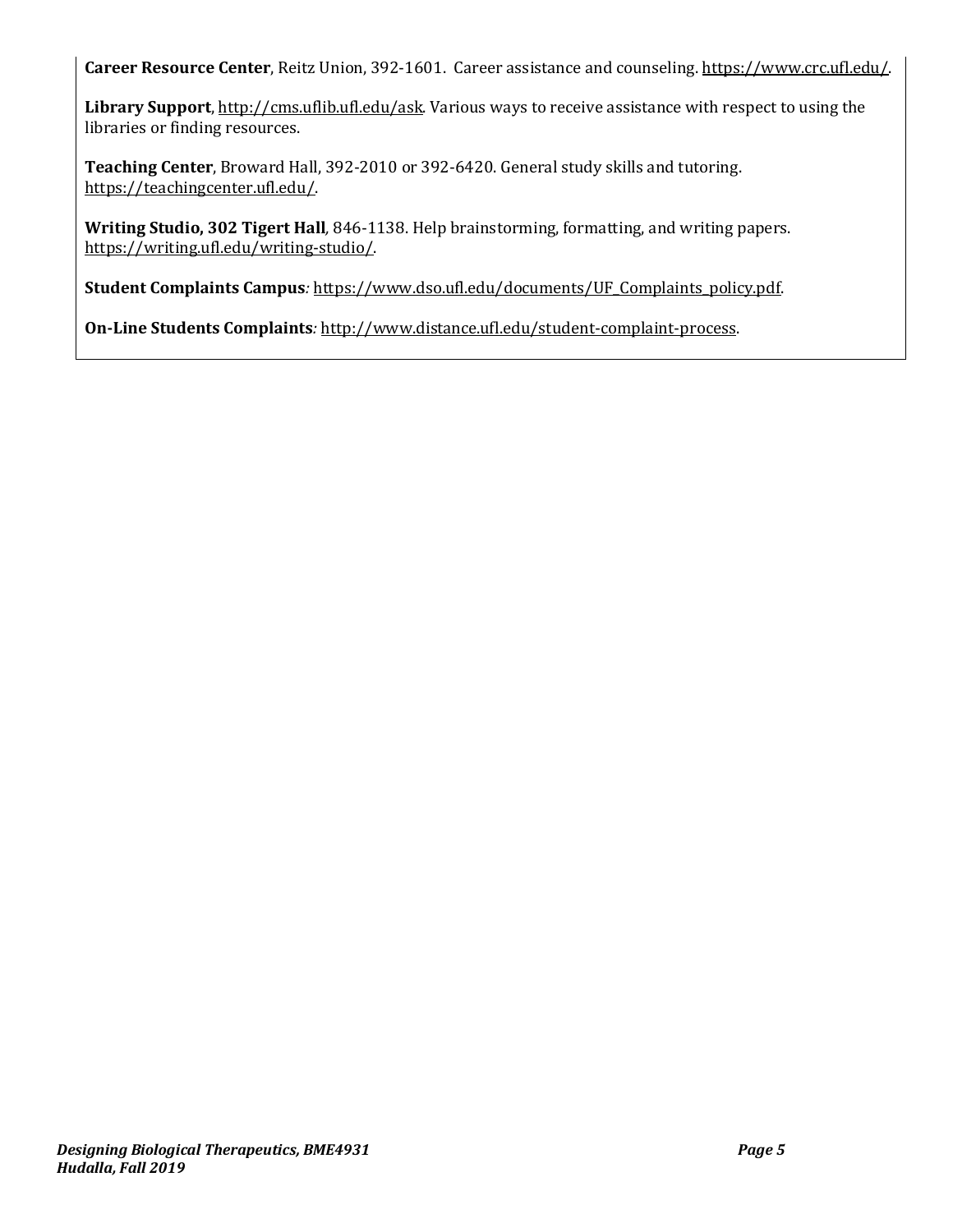**Career Resource Center**, Reitz Union, 392-1601. Career assistance and counseling. https://www.crc.ufl.edu/.

**Library Support**, http://cms.uflib.ufl.edu/ask. Various ways to receive assistance with respect to using the libraries or finding resources.

**Teaching Center**, Broward Hall, 392-2010 or 392-6420. General study skills and tutoring. https://teachingcenter.ufl.edu/.

**Writing Studio, 302 Tigert Hall**, 846-1138. Help brainstorming, formatting, and writing papers. https://writing.ufl.edu/writing-studio/.

**Student Complaints Campus***:* https://www.dso.ufl.edu/documents/UF_Complaints_policy.pdf.

**On-Line Students Complaints***:* http://www.distance.ufl.edu/student-complaint-process.